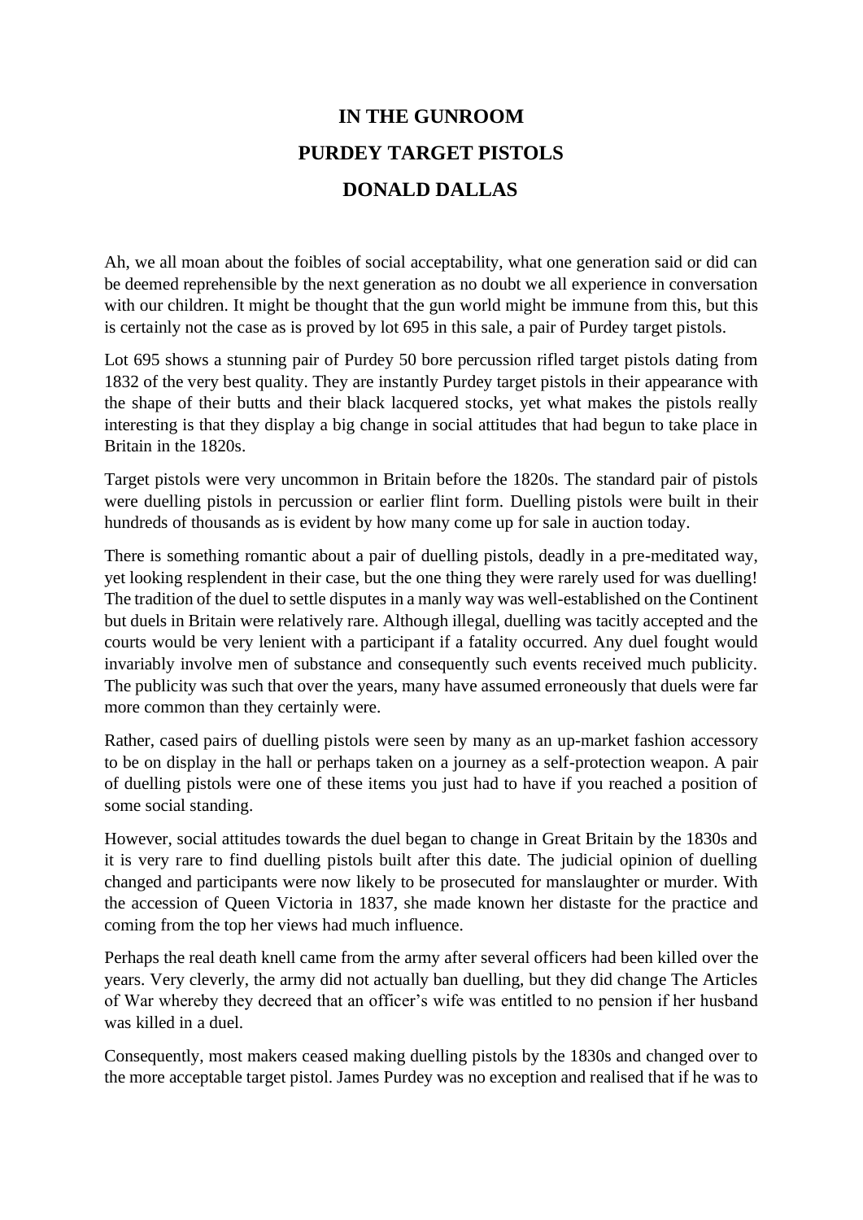# IN THE GUNROOM

# PURDEY TARGET PISTOLS

# DONALD DALLAS

Ah, we all moan about the foibles of social acceptability, what one generation said or did can be deemed reprehensible by the next generation as no doubt we all experience in conversation with our children. It might be thought that the gun world might be immune from this, but this is certainly not the case as is proved by lot 695 in this sale, a pair of Purdey target pistols.

Lot 695 shows a stunning pair of Purdey 50 bore percussion rifled target pistols dating from 1832 of the very best quality. They are instantly Purdey target pistols in their appearance with the shape of their butts and their black lacquered stocks, yet what makes the pistols really interesting is that they display a big change in social attitudes that had begun to take place in Britain in the 1820s.

Target pistols were very uncommon in Britain before the 1820s. The standard pair of pistols were duelling pistols in percussion or earlier flint form. Duelling pistols were built in their hundreds of thousands as is evident by how many come up for sale in auction today.

There is something romantic about a pair of duelling pistols, deadly in a pre-meditated way, yet looking resplendent in their case, but the one thing they were rarely used for was duelling! The tradition of the duel to settle disputes in a manly way was well-established on the Continent but duels in Britain were relatively rare. Although illegal, duelling was tacitly accepted and the courts would be very lenient with a participant if a fatality occurred. Any duel fought would invariably involve men of substance and consequently such events received much publicity. The publicity was such that over the years, many have assumed erroneously that duels were far more common than they certainly were.

Rather, cased pairs of duelling pistols were seen by many as an up-market fashion accessory to be on display in the hall or perhaps taken on a journey as a self-protection weapon. A pair of duelling pistols were one of these items you just had to have if you reached a position of some social standing.

However, social attitudes towards the duel began to change in Great Britain by the 1830s and it is very rare to find duelling pistols built after this date. The judicial opinion of duelling changed and participants were now likely to be prosecuted for manslaughter or murder. With the accession of Queen Victoria in 1837, she made known her distaste for the practice and coming from the top her views had much influence.

Perhaps the real death knell came from the army after several officers had been killed over the years. Very cleverly, the army did not actually ban duelling, but they did change The Articles of War whereby they decreed that an officer's wife was entitled to no pension if her husband was killed in a duel.

Consequently, most makers ceased making duelling pistols by the 1830s and changed over to the more acceptable target pistol. James Purdey was no exception and realised that if he was to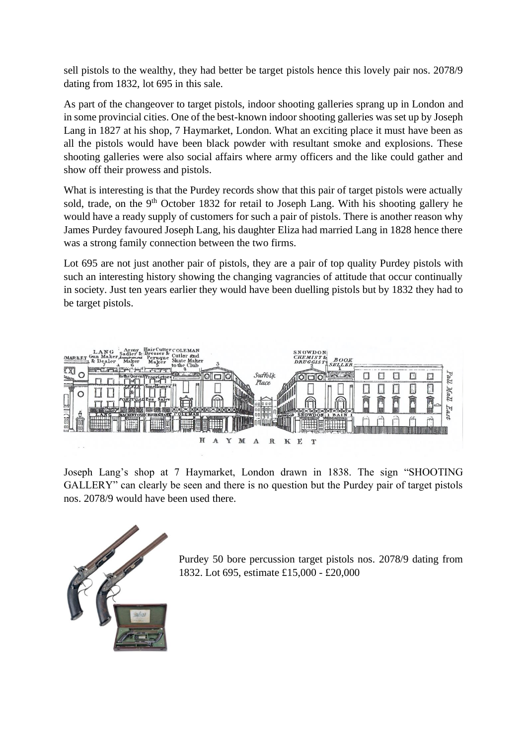sell pistols to the wealthy, they had better be target pistols hence this lovely pair nos. 2078/9 dating from 1832, lot 695 in this sale.

As part of the changeover to target pistols, indoor shooting galleries sprang up in London and in some provincial cities. One of the best-known indoor shooting galleries was set up by Joseph Lang in 1827 at his shop, 7 Haymarket, London. What an exciting place it must have been as all the pistols would have been black powder with resultant smoke and explosions. These shooting galleries were also social affairs where army officers and the like could gather and show off their prowess and pistols.

What is interesting is that the Purdey records show that this pair of target pistols were actually sold, trade, on the 9th October 1832 for retail to Joseph Lang. With his shooting gallery he would have a ready supply of customers for such a pair of pistols. There is another reason why James Purdey favoured Joseph Lang, his daughter Eliza had married Lang in 1828 hence there was a strong family connection between the two firms.

Lot 695 are not just another pair of pistols, they are a pair of top quality Purdey pistols with such an interesting history showing the changing vagrancies of attitude that occur continually in society. Just ten years earlier they would have been duelling pistols but by 1832 they had to be target pistols.

Joseph Lang's shop at 7 Haymarket, London drawn in 1838. The sign "SHOOTING GALLERY" can clearly be seen and there is no question but the Purdey pair of target pistols nos. 2078/9 would have been used there.

Purdey 50 bore percussion target pistols nos. 2078/9 dating from 1832. Lot 695, estimate £15,000 - £20,000